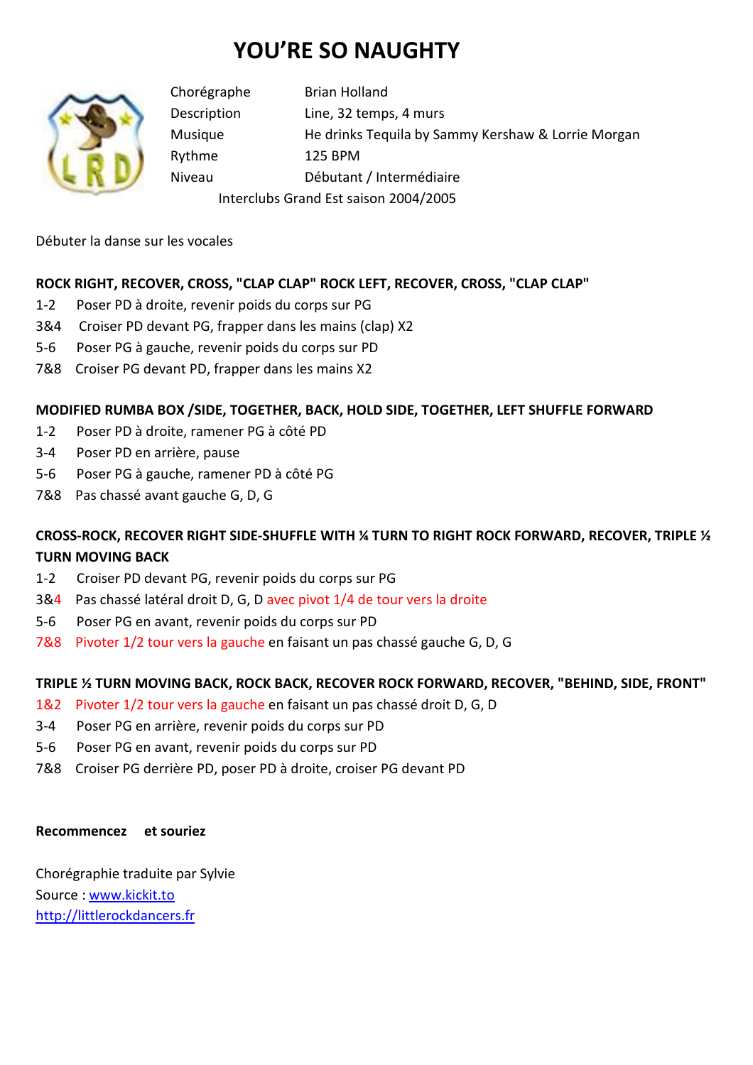# YOU'RE SO NAUGHTY

| | |
|---|---|
| Chorégraphe | Brian Holland |
| Description | Line, 32 temps, 4 murs |
| Musique | He drinks Tequila by Sammy Kershaw & Lorrie Morgan |
| Rythme | 125 BPM |
| Niveau | Débutant / Intermédiaire |

Interclubs Grand Est saison 2004/2005

Débuter la danse sur les vocales

**ROCK RIGHT, RECOVER, CROSS, "CLAP CLAP" ROCK LEFT, RECOVER, CROSS, "CLAP CLAP"**

1-2 Poser PD à droite, revenir poids du corps sur PG
3&4 Croiser PD devant PG, frapper dans les mains (clap) X2
5-6 Poser PG à gauche, revenir poids du corps sur PD
7&8 Croiser PG devant PD, frapper dans les mains X2

**MODIFIED RUMBA BOX /SIDE, TOGETHER, BACK, HOLD SIDE, TOGETHER, LEFT SHUFFLE FORWARD**

1-2 Poser PD à droite, ramener PG à côté PD
3-4 Poser PD en arrière, pause
5-6 Poser PG à gauche, ramener PD à côté PG
7&8 Pas chassé avant gauche G, D, G

**CROSS-ROCK, RECOVER RIGHT SIDE-SHUFFLE WITH ¼ TURN TO RIGHT ROCK FORWARD, RECOVER, TRIPLE ½ TURN MOVING BACK**

1-2 Croiser PD devant PG, revenir poids du corps sur PG
3&4 Pas chassé latéral droit D, G, D avec pivot 1/4 de tour vers la droite
5-6 Poser PG en avant, revenir poids du corps sur PD
7&8 Pivoter 1/2 tour vers la gauche en faisant un pas chassé gauche G, D, G

**TRIPLE ½ TURN MOVING BACK, ROCK BACK, RECOVER ROCK FORWARD, RECOVER, "BEHIND, SIDE, FRONT"**

1&2 Pivoter 1/2 tour vers la gauche en faisant un pas chassé droit D, G, D
3-4 Poser PG en arrière, revenir poids du corps sur PD
5-6 Poser PG en avant, revenir poids du corps sur PD
7&8 Croiser PG derrière PD, poser PD à droite, croiser PG devant PD

**Recommencez et souriez**

Chorégraphie traduite par Sylvie
Source : www.kickit.to
http://littlerockdancers.fr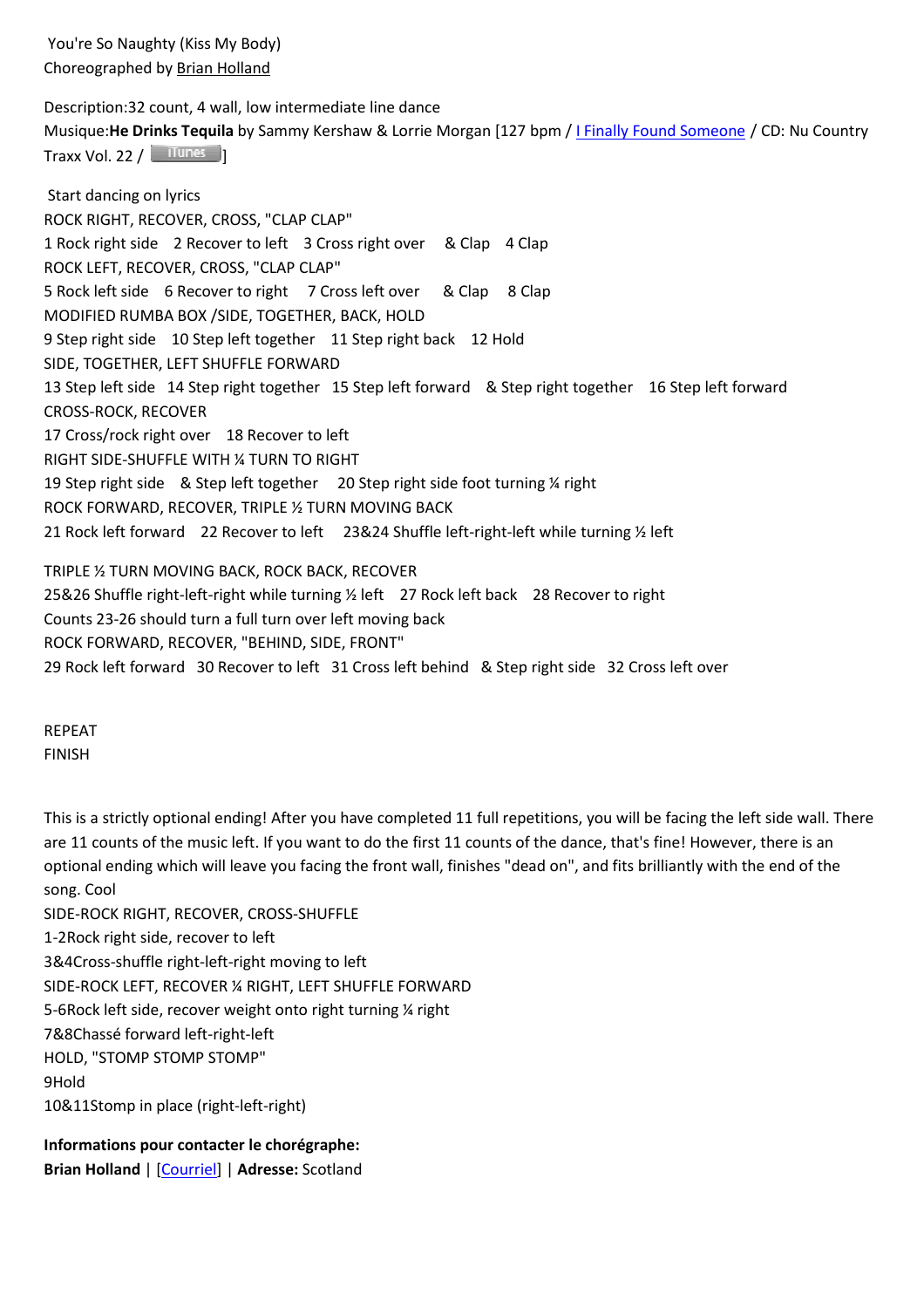You're So Naughty (Kiss My Body)
Choreographed by Brian Holland

Description:32 count, 4 wall, low intermediate line dance
Musique:**He Drinks Tequila** by Sammy Kershaw & Lorrie Morgan [127 bpm / I Finally Found Someone / CD: Nu Country Traxx Vol. 22 / iTunes ]

Start dancing on lyrics

ROCK RIGHT, RECOVER, CROSS, "CLAP CLAP"
1 Rock right side 2 Recover to left 3 Cross right over & Clap 4 Clap

ROCK LEFT, RECOVER, CROSS, "CLAP CLAP"
5 Rock left side 6 Recover to right 7 Cross left over & Clap 8 Clap

MODIFIED RUMBA BOX /SIDE, TOGETHER, BACK, HOLD
9 Step right side 10 Step left together 11 Step right back 12 Hold

SIDE, TOGETHER, LEFT SHUFFLE FORWARD
13 Step left side 14 Step right together 15 Step left forward & Step right together 16 Step left forward

CROSS-ROCK, RECOVER
17 Cross/rock right over 18 Recover to left

RIGHT SIDE-SHUFFLE WITH ¼ TURN TO RIGHT
19 Step right side & Step left together 20 Step right side foot turning ¼ right

ROCK FORWARD, RECOVER, TRIPLE ½ TURN MOVING BACK
21 Rock left forward 22 Recover to left 23&24 Shuffle left-right-left while turning ½ left

TRIPLE ½ TURN MOVING BACK, ROCK BACK, RECOVER
25&26 Shuffle right-left-right while turning ½ left 27 Rock left back 28 Recover to right
Counts 23-26 should turn a full turn over left moving back

ROCK FORWARD, RECOVER, "BEHIND, SIDE, FRONT"
29 Rock left forward 30 Recover to left 31 Cross left behind & Step right side 32 Cross left over

REPEAT
FINISH

This is a strictly optional ending! After you have completed 11 full repetitions, you will be facing the left side wall. There are 11 counts of the music left. If you want to do the first 11 counts of the dance, that's fine! However, there is an optional ending which will leave you facing the front wall, finishes "dead on", and fits brilliantly with the end of the song. Cool

SIDE-ROCK RIGHT, RECOVER, CROSS-SHUFFLE
1-2Rock right side, recover to left
3&4Cross-shuffle right-left-right moving to left

SIDE-ROCK LEFT, RECOVER ¼ RIGHT, LEFT SHUFFLE FORWARD
5-6Rock left side, recover weight onto right turning ¼ right
7&8Chassé forward left-right-left

HOLD, "STOMP STOMP STOMP"
9Hold
10&11Stomp in place (right-left-right)

**Informations pour contacter le chorégraphe:**
**Brian Holland** | [Courriel] | **Adresse:** Scotland